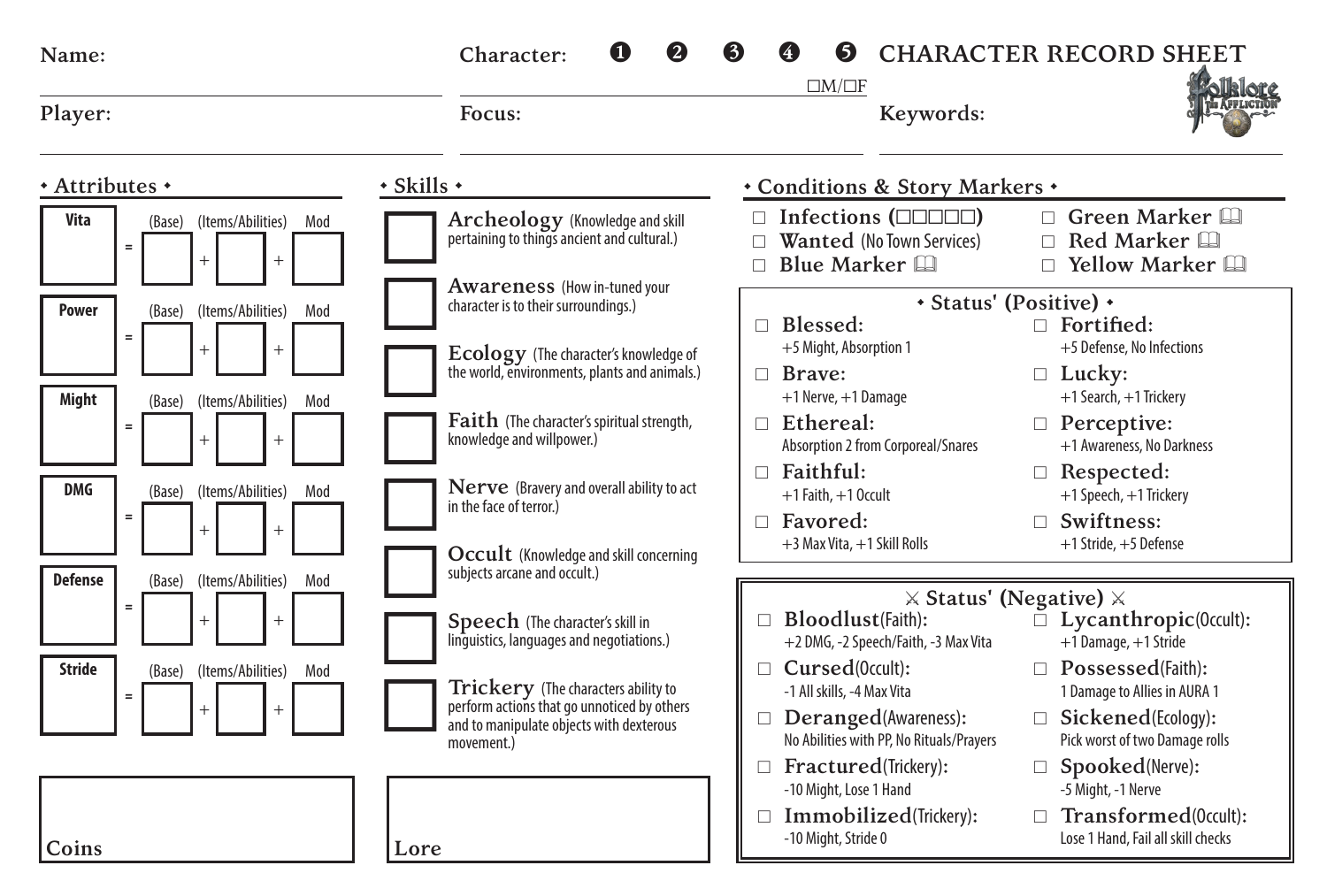Name:

Player:

Character: ❶ ❷ ❸ ❹ ❺

□M/□F

Focus:

# CHARACTER RECORD SHEET

Keywords:

## ◆ Attributes ◆

| Attribute | = | (Base) | + | (Items/Abilities) | + | Mod |
|---|---|---|---|---|---|---|
| **Vita** | = | | + | | + | |
| **Power** | = | | + | | + | |
| **Might** | = | | + | | + | |
| **DMG** | = | | + | | + | |
| **Defense** | = | | + | | + | |
| **Stride** | = | | + | | + | |

Coins

## ◆ Skills ◆

- □ **Archeology** (Knowledge and skill pertaining to things ancient and cultural.)
- □ **Awareness** (How in-tuned your character is to their surroundings.)
- □ **Ecology** (The character's knowledge of the world, environments, plants and animals.)
- □ **Faith** (The character's spiritual strength, knowledge and willpower.)
- □ **Nerve** (Bravery and overall ability to act in the face of terror.)
- □ **Occult** (Knowledge and skill concerning subjects arcane and occult.)
- □ **Speech** (The character's skill in linguistics, languages and negotiations.)
- □ **Trickery** (The characters ability to perform actions that go unnoticed by others and to manipulate objects with dexterous movement.)

Lore

## ◆ Conditions & Story Markers ◆

- □ **Infections** (□□□□□)
- □ **Wanted** (No Town Services)
- □ **Blue Marker** 🕮
- □ **Green Marker** 🕮
- □ **Red Marker** 🕮
- □ **Yellow Marker** 🕮

### ◆ Status' (Positive) ◆

- □ **Blessed:** +5 Might, Absorption 1
- □ **Brave:** +1 Nerve, +1 Damage
- □ **Ethereal:** Absorption 2 from Corporeal/Snares
- □ **Faithful:** +1 Faith, +1 Occult
- □ **Favored:** +3 Max Vita, +1 Skill Rolls
- □ **Fortified:** +5 Defense, No Infections
- □ **Lucky:** +1 Search, +1 Trickery
- □ **Perceptive:** +1 Awareness, No Darkness
- □ **Respected:** +1 Speech, +1 Trickery
- □ **Swiftness:** +1 Stride, +5 Defense

### ⚔ Status' (Negative) ⚔

- □ **Bloodlust**(Faith): +2 DMG, -2 Speech/Faith, -3 Max Vita
- □ **Cursed**(Occult): -1 All skills, -4 Max Vita
- □ **Deranged**(Awareness): No Abilities with PP, No Rituals/Prayers
- □ **Fractured**(Trickery): -10 Might, Lose 1 Hand
- □ **Immobilized**(Trickery): -10 Might, Stride 0
- □ **Lycanthropic**(Occult): +1 Damage, +1 Stride
- □ **Possessed**(Faith): 1 Damage to Allies in AURA 1
- □ **Sickened**(Ecology): Pick worst of two Damage rolls
- □ **Spooked**(Nerve): -5 Might, -1 Nerve
- □ **Transformed**(Occult): Lose 1 Hand, Fail all skill checks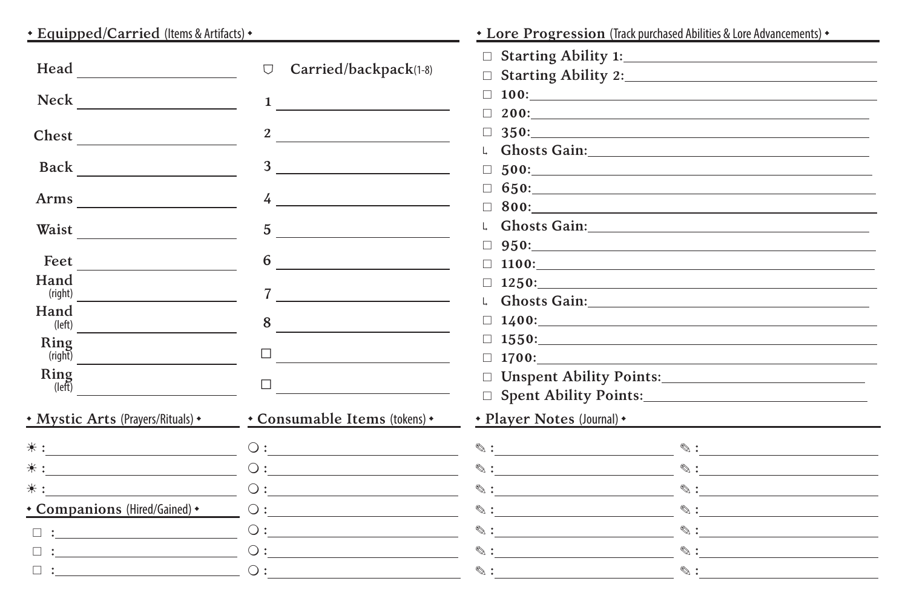## • Equipped/Carried (Items & Artifacts) •

Head ______________________

Neck ______________________

Chest ______________________

Back ______________________

Arms ______________________

Waist ______________________

Feet ______________________

Hand (right) ______________________

Hand (left) ______________________

Ring (right) ______________________

Ring (left) ______________________

⛉ Carried/backpack(1-8)

1 ______________________

2 ______________________

3 ______________________

4 ______________________

5 ______________________

6 ______________________

7 ______________________

8 ______________________

☐ ______________________

☐ ______________________

## • Lore Progression (Track purchased Abilities & Lore Advancements) •

- ☐ Starting Ability 1: ______________________
- ☐ Starting Ability 2: ______________________
- ☐ 100: ______________________
- ☐ 200: ______________________
- ☐ 350: ______________________
- ⤷ Ghosts Gain: ______________________
- ☐ 500: ______________________
- ☐ 650: ______________________
- ☐ 800: ______________________
- ⤷ Ghosts Gain: ______________________
- ☐ 950: ______________________
- ☐ 1100: ______________________
- ☐ 1250: ______________________
- ⤷ Ghosts Gain: ______________________
- ☐ 1400: ______________________
- ☐ 1550: ______________________
- ☐ 1700: ______________________
- ☐ Unspent Ability Points: ______________________
- ☐ Spent Ability Points: ______________________

## • Mystic Arts (Prayers/Rituals) •

☀ : ______________________

☀ : ______________________

☀ : ______________________

## • Companions (Hired/Gained) •

☐ : ______________________

☐ : ______________________

☐ : ______________________

## • Consumable Items (tokens) •

○ : ______________________

○ : ______________________

○ : ______________________

○ : ______________________

○ : ______________________

○ : ______________________

○ : ______________________

## • Player Notes (Journal) •

✎ : ______________________ ✎ : ______________________

✎ : ______________________ ✎ : ______________________

✎ : ______________________ ✎ : ______________________

✎ : ______________________ ✎ : ______________________

✎ : ______________________ ✎ : ______________________

✎ : ______________________ ✎ : ______________________

✎ : ______________________ ✎ : ______________________